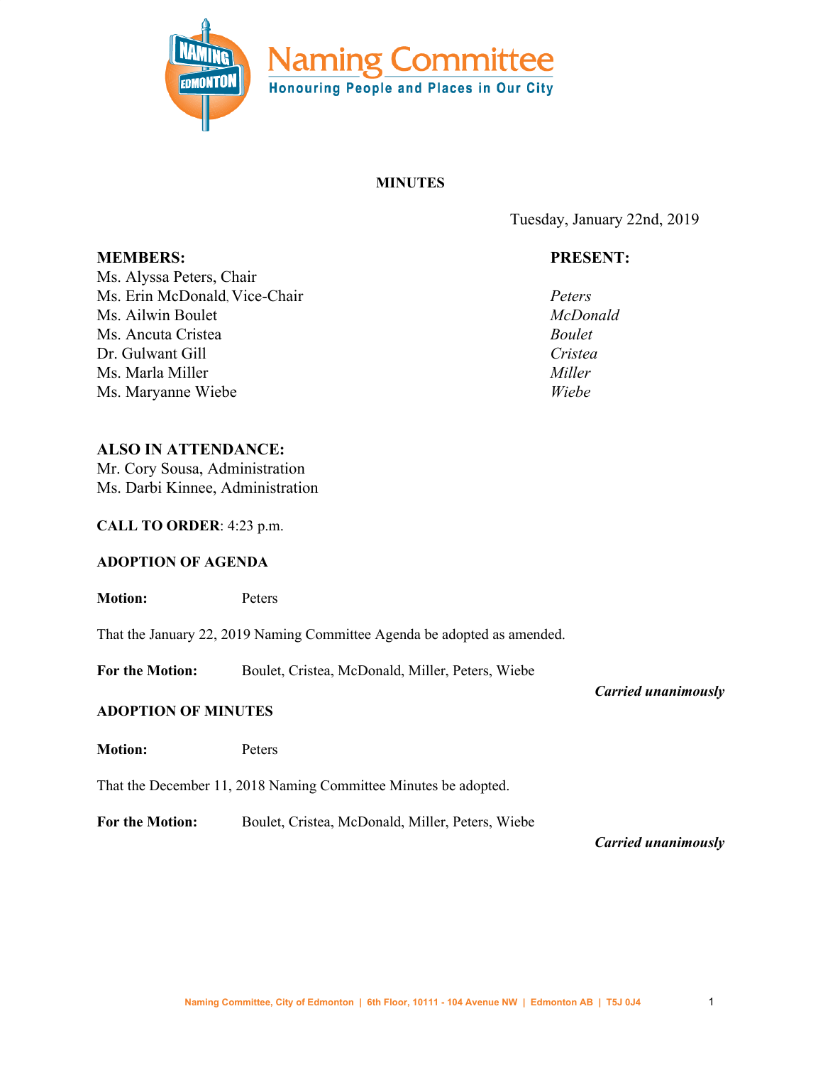# Naming Committee

**Honouring People and Places in Our City**

## MINUTES

Tuesday, January 22nd, 2019

| **MEMBERS:** | **PRESENT:** |
|---|---|
| Ms. Alyssa Peters, Chair | *Peters* |
| Ms. Erin McDonald, Vice-Chair | *McDonald* |
| Ms. Ailwin Boulet | *Boulet* |
| Ms. Ancuta Cristea | *Cristea* |
| Dr. Gulwant Gill | |
| Ms. Marla Miller | *Miller* |
| Ms. Maryanne Wiebe | *Wiebe* |

**ALSO IN ATTENDANCE:**
Mr. Cory Sousa, Administration
Ms. Darbi Kinnee, Administration

**CALL TO ORDER**: 4:23 p.m.

**ADOPTION OF AGENDA**

**Motion:** Peters

That the January 22, 2019 Naming Committee Agenda be adopted as amended.

**For the Motion:** Boulet, Cristea, McDonald, Miller, Peters, Wiebe

***Carried unanimously***

**ADOPTION OF MINUTES**

**Motion:** Peters

That the December 11, 2018 Naming Committee Minutes be adopted.

**For the Motion:** Boulet, Cristea, McDonald, Miller, Peters, Wiebe

***Carried unanimously***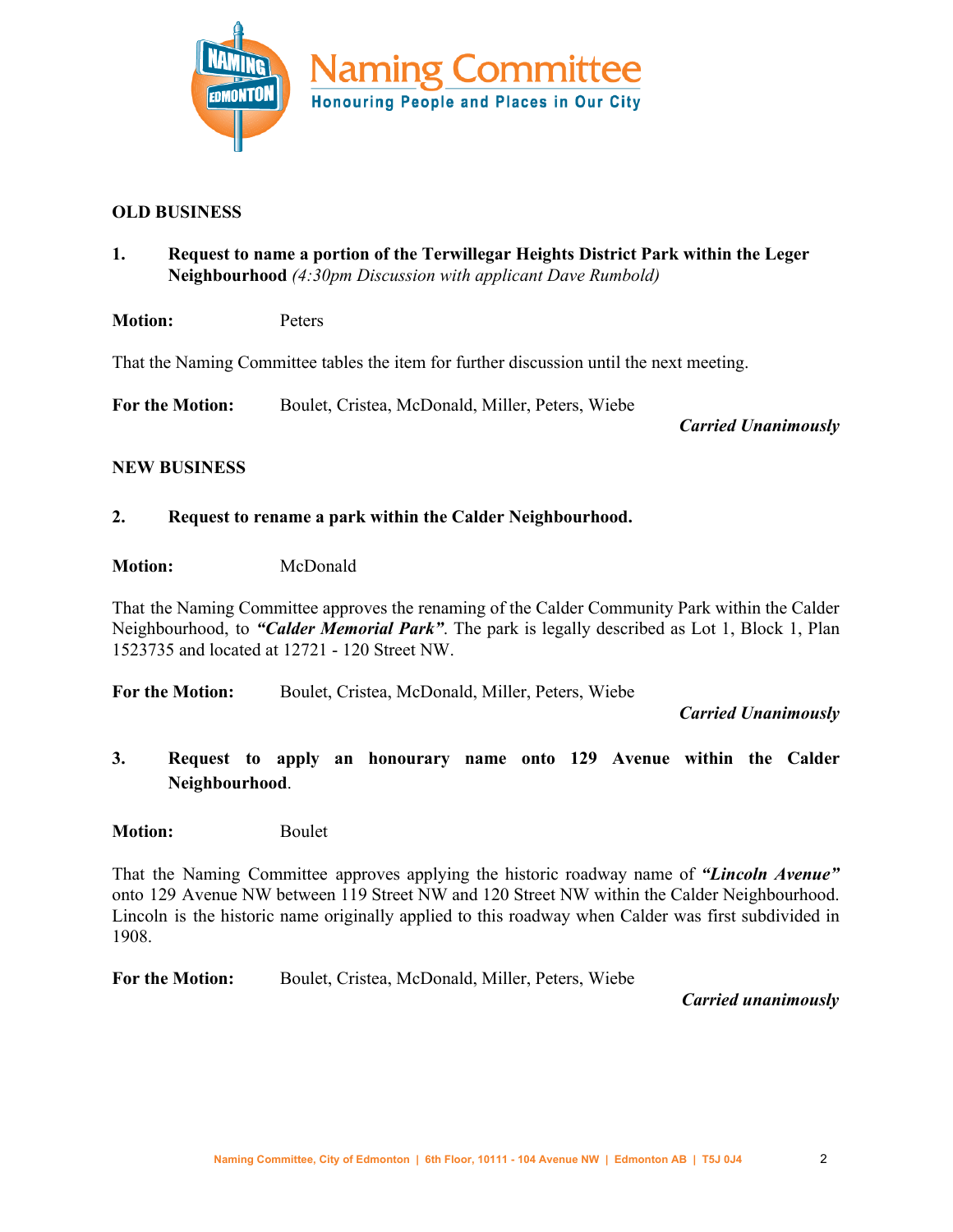**OLD BUSINESS**

**1. Request to name a portion of the Terwillegar Heights District Park within the Leger Neighbourhood** *(4:30pm Discussion with applicant Dave Rumbold)*

**Motion:** Peters

That the Naming Committee tables the item for further discussion until the next meeting.

**For the Motion:** Boulet, Cristea, McDonald, Miller, Peters, Wiebe

***Carried Unanimously***

**NEW BUSINESS**

**2. Request to rename a park within the Calder Neighbourhood.**

**Motion:** McDonald

That the Naming Committee approves the renaming of the Calder Community Park within the Calder Neighbourhood, to ***"Calder Memorial Park"***. The park is legally described as Lot 1, Block 1, Plan 1523735 and located at 12721 - 120 Street NW.

**For the Motion:** Boulet, Cristea, McDonald, Miller, Peters, Wiebe

***Carried Unanimously***

**3. Request to apply an honourary name onto 129 Avenue within the Calder Neighbourhood**.

**Motion:** Boulet

That the Naming Committee approves applying the historic roadway name of ***"Lincoln Avenue"*** onto 129 Avenue NW between 119 Street NW and 120 Street NW within the Calder Neighbourhood. Lincoln is the historic name originally applied to this roadway when Calder was first subdivided in 1908.

**For the Motion:** Boulet, Cristea, McDonald, Miller, Peters, Wiebe

***Carried unanimously***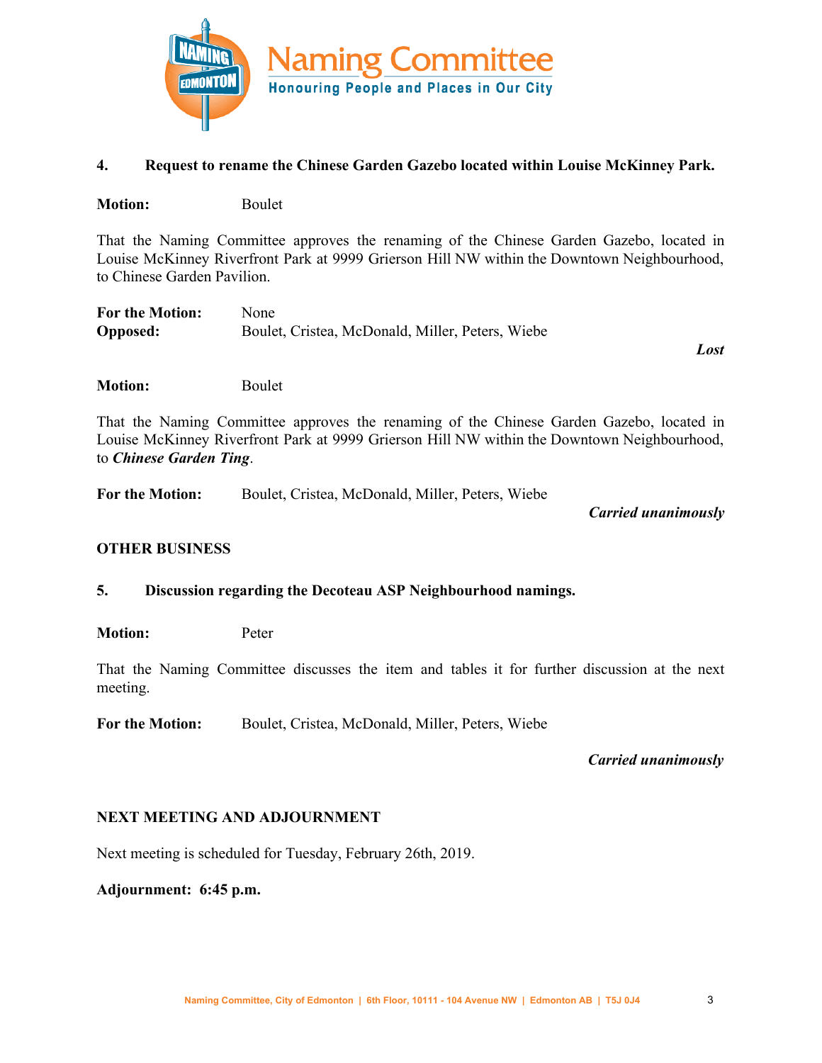**4. Request to rename the Chinese Garden Gazebo located within Louise McKinney Park.**

**Motion:** Boulet

That the Naming Committee approves the renaming of the Chinese Garden Gazebo, located in Louise McKinney Riverfront Park at 9999 Grierson Hill NW within the Downtown Neighbourhood, to Chinese Garden Pavilion.

**For the Motion:** None
**Opposed:** Boulet, Cristea, McDonald, Miller, Peters, Wiebe

***Lost***

**Motion:** Boulet

That the Naming Committee approves the renaming of the Chinese Garden Gazebo, located in Louise McKinney Riverfront Park at 9999 Grierson Hill NW within the Downtown Neighbourhood, to ***Chinese Garden Ting***.

**For the Motion:** Boulet, Cristea, McDonald, Miller, Peters, Wiebe

***Carried unanimously***

**OTHER BUSINESS**

**5. Discussion regarding the Decoteau ASP Neighbourhood namings.**

**Motion:** Peter

That the Naming Committee discusses the item and tables it for further discussion at the next meeting.

**For the Motion:** Boulet, Cristea, McDonald, Miller, Peters, Wiebe

***Carried unanimously***

**NEXT MEETING AND ADJOURNMENT**

Next meeting is scheduled for Tuesday, February 26th, 2019.

**Adjournment: 6:45 p.m.**